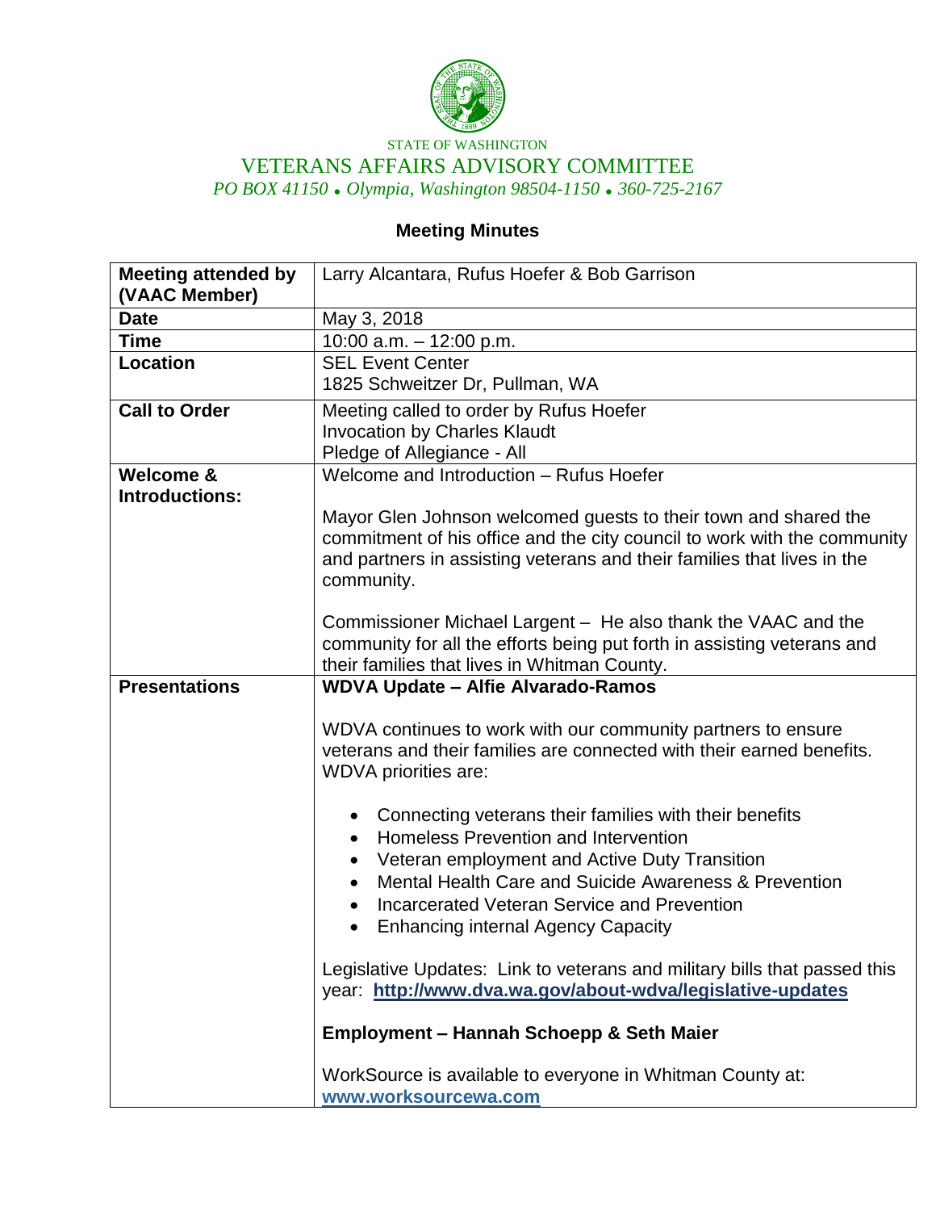STATE OF WASHINGTON

VETERANS AFFAIRS ADVISORY COMMITTEE

*PO BOX 41150 • Olympia, Washington 98504-1150 • 360-725-2167*

## Meeting Minutes

| **Meeting attended by (VAAC Member)** | Larry Alcantara, Rufus Hoefer & Bob Garrison |
|---|---|
| **Date** | May 3, 2018 |
| **Time** | 10:00 a.m. – 12:00 p.m. |
| **Location** | SEL Event Center<br>1825 Schweitzer Dr, Pullman, WA |
| **Call to Order** | Meeting called to order by Rufus Hoefer<br>Invocation by Charles Klaudt<br>Pledge of Allegiance - All |
| **Welcome & Introductions:** | Welcome and Introduction – Rufus Hoefer<br><br>Mayor Glen Johnson welcomed guests to their town and shared the commitment of his office and the city council to work with the community and partners in assisting veterans and their families that lives in the community.<br><br>Commissioner Michael Largent – He also thank the VAAC and the community for all the efforts being put forth in assisting veterans and their families that lives in Whitman County. |
| **Presentations** | **WDVA Update – Alfie Alvarado-Ramos**<br><br>WDVA continues to work with our community partners to ensure veterans and their families are connected with their earned benefits. WDVA priorities are:<br><br>• Connecting veterans their families with their benefits<br>• Homeless Prevention and Intervention<br>• Veteran employment and Active Duty Transition<br>• Mental Health Care and Suicide Awareness & Prevention<br>• Incarcerated Veteran Service and Prevention<br>• Enhancing internal Agency Capacity<br><br>Legislative Updates: Link to veterans and military bills that passed this year: **http://www.dva.wa.gov/about-wdva/legislative-updates**<br><br>**Employment – Hannah Schoepp & Seth Maier**<br><br>WorkSource is available to everyone in Whitman County at: **www.worksourcewa.com** |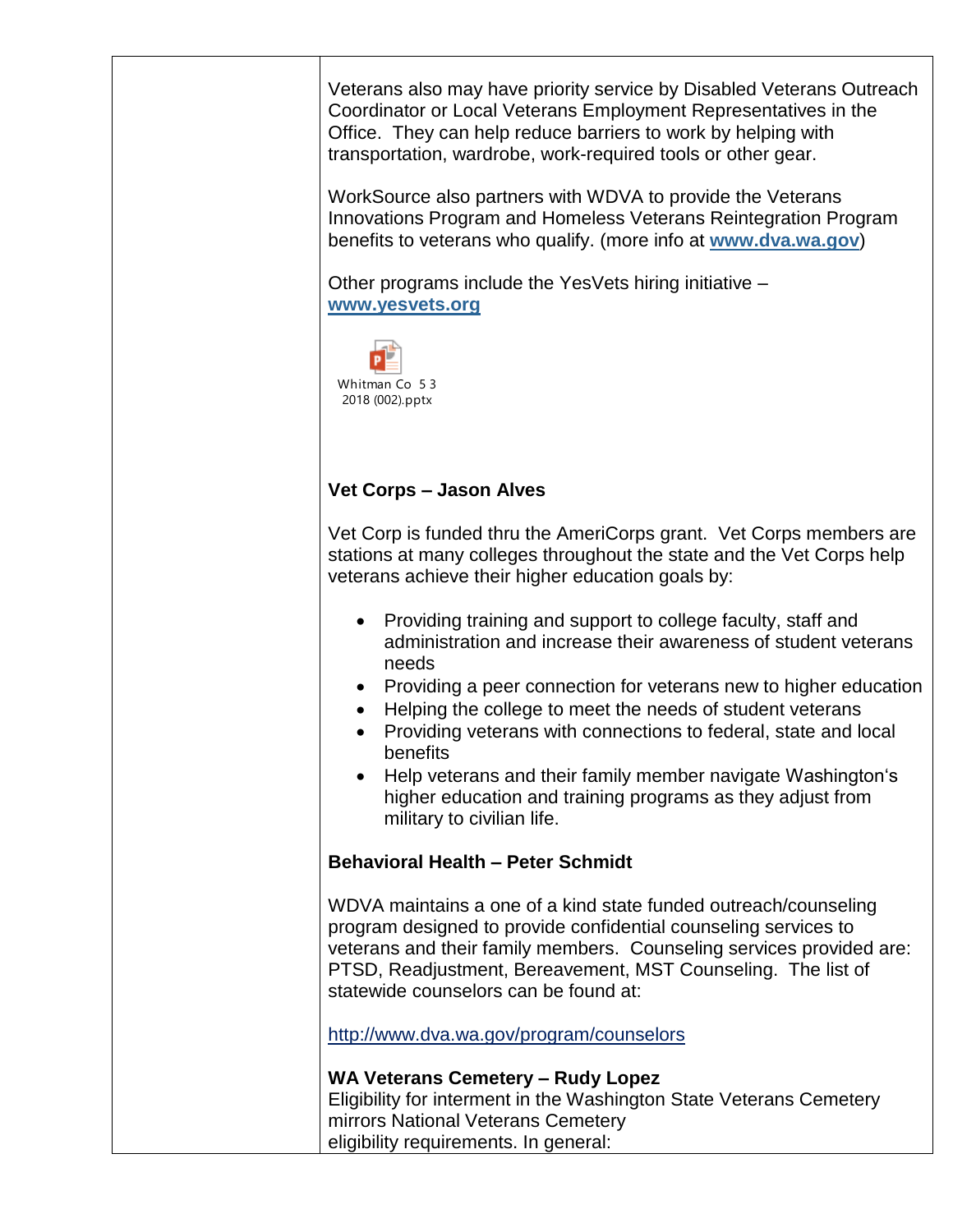Veterans also may have priority service by Disabled Veterans Outreach Coordinator or Local Veterans Employment Representatives in the Office. They can help reduce barriers to work by helping with transportation, wardrobe, work-required tools or other gear.

WorkSource also partners with WDVA to provide the Veterans Innovations Program and Homeless Veterans Reintegration Program benefits to veterans who qualify. (more info at **www.dva.wa.gov**)

Other programs include the YesVets hiring initiative – **www.yesvets.org**

Whitman Co 5 3 2018 (002).pptx

**Vet Corps – Jason Alves**

Vet Corp is funded thru the AmeriCorps grant. Vet Corps members are stations at many colleges throughout the state and the Vet Corps help veterans achieve their higher education goals by:

- Providing training and support to college faculty, staff and administration and increase their awareness of student veterans needs
- Providing a peer connection for veterans new to higher education
- Helping the college to meet the needs of student veterans
- Providing veterans with connections to federal, state and local benefits
- Help veterans and their family member navigate Washington's higher education and training programs as they adjust from military to civilian life.

**Behavioral Health – Peter Schmidt**

WDVA maintains a one of a kind state funded outreach/counseling program designed to provide confidential counseling services to veterans and their family members. Counseling services provided are: PTSD, Readjustment, Bereavement, MST Counseling. The list of statewide counselors can be found at:

http://www.dva.wa.gov/program/counselors

**WA Veterans Cemetery – Rudy Lopez**

Eligibility for interment in the Washington State Veterans Cemetery mirrors National Veterans Cemetery eligibility requirements. In general: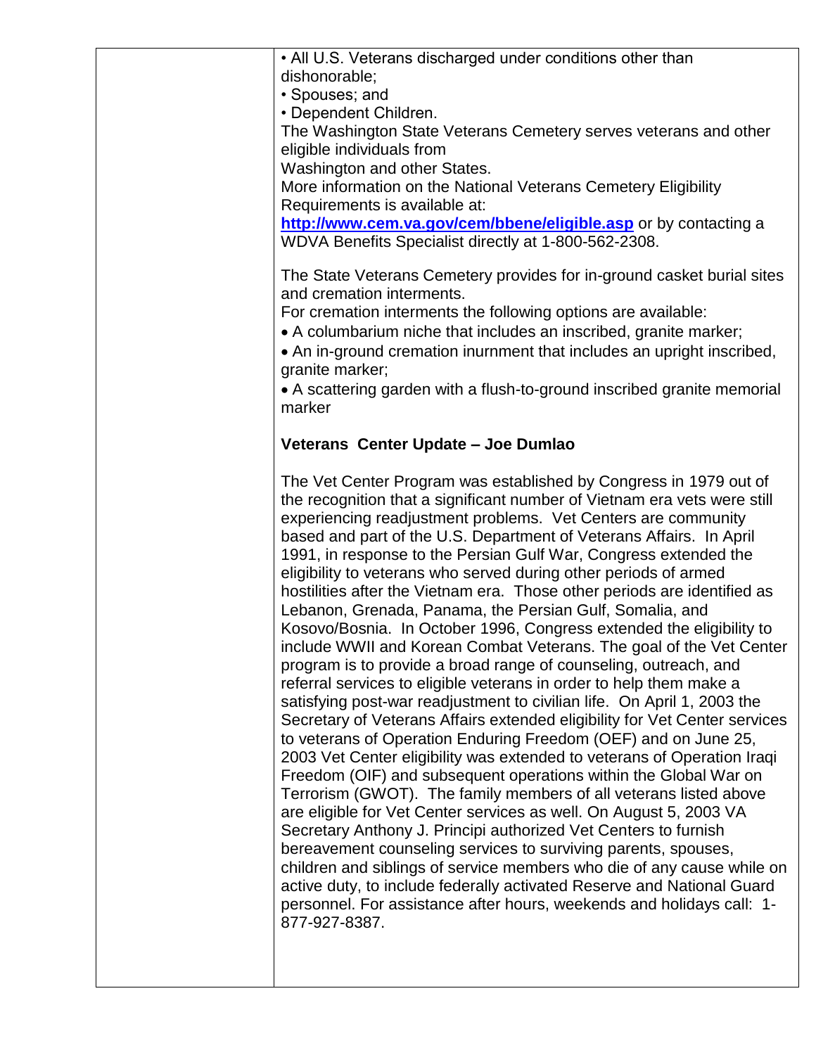- All U.S. Veterans discharged under conditions other than dishonorable;
- Spouses; and
- Dependent Children.

The Washington State Veterans Cemetery serves veterans and other eligible individuals from Washington and other States.

More information on the National Veterans Cemetery Eligibility Requirements is available at: **http://www.cem.va.gov/cem/bbene/eligible.asp** or by contacting a WDVA Benefits Specialist directly at 1-800-562-2308.

The State Veterans Cemetery provides for in-ground casket burial sites and cremation interments.

For cremation interments the following options are available:

- A columbarium niche that includes an inscribed, granite marker;
- An in-ground cremation inurnment that includes an upright inscribed, granite marker;
- A scattering garden with a flush-to-ground inscribed granite memorial marker

**Veterans Center Update – Joe Dumlao**

The Vet Center Program was established by Congress in 1979 out of the recognition that a significant number of Vietnam era vets were still experiencing readjustment problems. Vet Centers are community based and part of the U.S. Department of Veterans Affairs. In April 1991, in response to the Persian Gulf War, Congress extended the eligibility to veterans who served during other periods of armed hostilities after the Vietnam era. Those other periods are identified as Lebanon, Grenada, Panama, the Persian Gulf, Somalia, and Kosovo/Bosnia. In October 1996, Congress extended the eligibility to include WWII and Korean Combat Veterans. The goal of the Vet Center program is to provide a broad range of counseling, outreach, and referral services to eligible veterans in order to help them make a satisfying post-war readjustment to civilian life. On April 1, 2003 the Secretary of Veterans Affairs extended eligibility for Vet Center services to veterans of Operation Enduring Freedom (OEF) and on June 25, 2003 Vet Center eligibility was extended to veterans of Operation Iraqi Freedom (OIF) and subsequent operations within the Global War on Terrorism (GWOT). The family members of all veterans listed above are eligible for Vet Center services as well. On August 5, 2003 VA Secretary Anthony J. Principi authorized Vet Centers to furnish bereavement counseling services to surviving parents, spouses, children and siblings of service members who die of any cause while on active duty, to include federally activated Reserve and National Guard personnel. For assistance after hours, weekends and holidays call: 1-877-927-8387.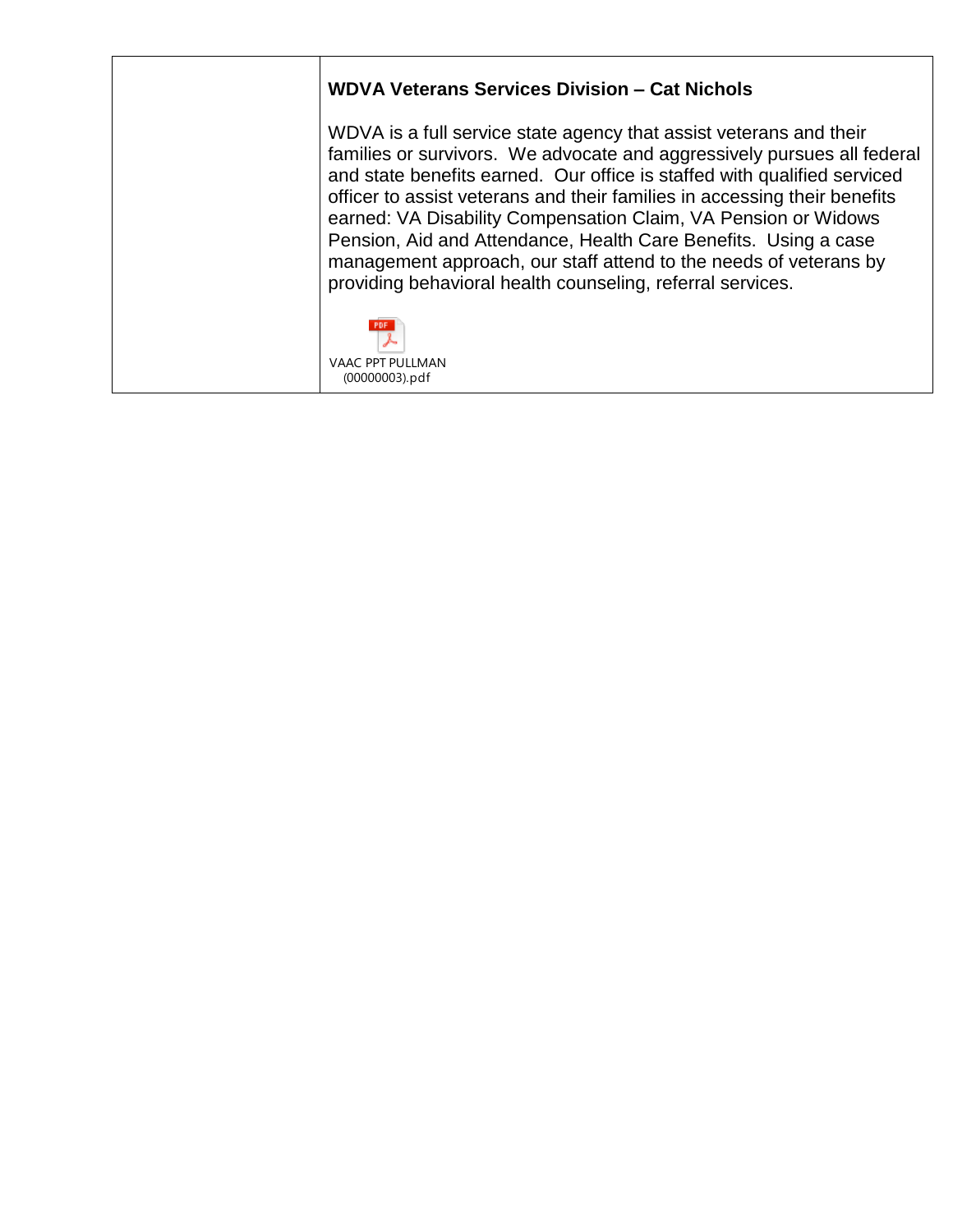| | |
|---|---|
| | **WDVA Veterans Services Division – Cat Nichols**<br><br>WDVA is a full service state agency that assist veterans and their families or survivors. We advocate and aggressively pursues all federal and state benefits earned. Our office is staffed with qualified serviced officer to assist veterans and their families in accessing their benefits earned: VA Disability Compensation Claim, VA Pension or Widows Pension, Aid and Attendance, Health Care Benefits. Using a case management approach, our staff attend to the needs of veterans by providing behavioral health counseling, referral services.<br><br>VAAC PPT PULLMAN (00000003).pdf |